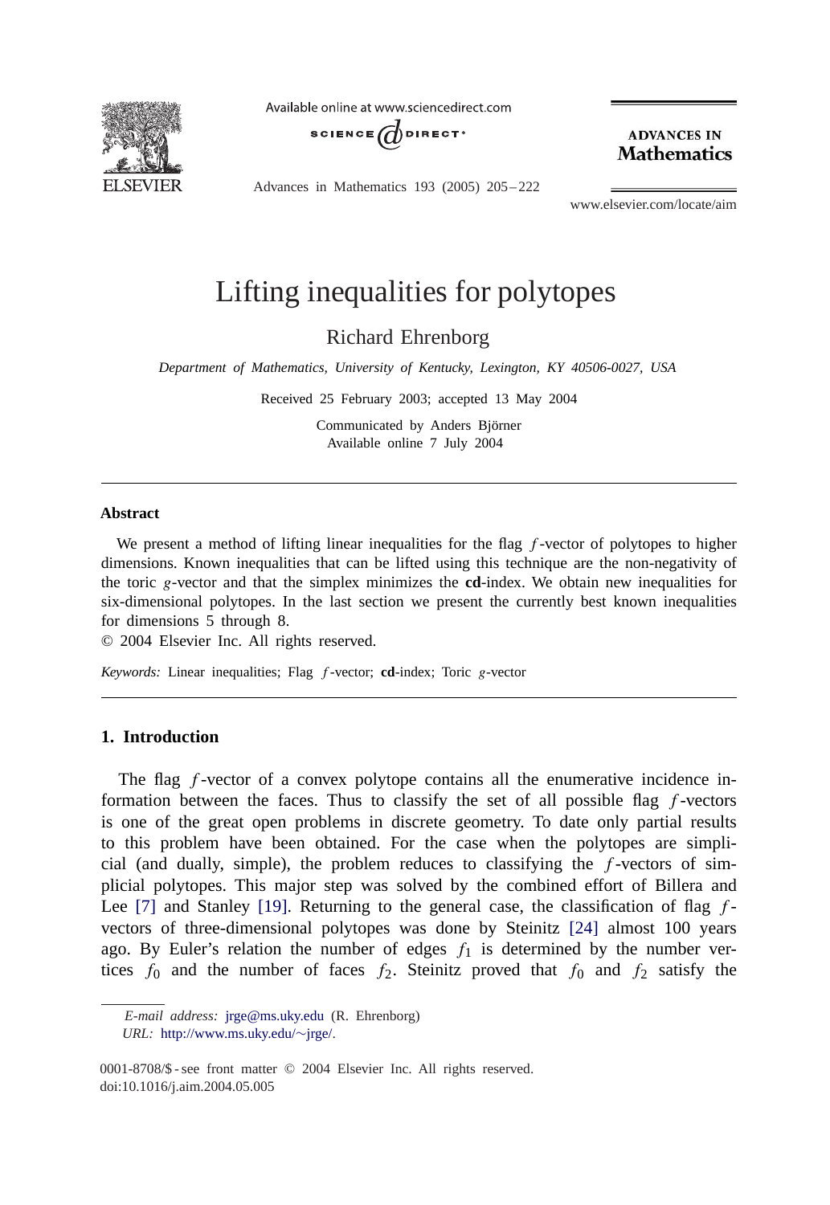# Lifting inequalities for polytopes

Richard Ehrenborg

*Department of Mathematics, University of Kentucky, Lexington, KY 40506-0027, USA*

Received 25 February 2003; accepted 13 May 2004

Communicated by Anders Björner

Available online 7 July 2004

## Abstract

We present a method of lifting linear inequalities for the flag $f$-vector of polytopes to higher dimensions. Known inequalities that can be lifted using this technique are the non-negativity of the toric $g$-vector and that the simplex minimizes the **cd**-index. We obtain new inequalities for six-dimensional polytopes. In the last section we present the currently best known inequalities for dimensions 5 through 8.

© 2004 Elsevier Inc. All rights reserved.

*Keywords:* Linear inequalities; Flag $f$-vector; **cd**-index; Toric $g$-vector

## 1. Introduction

The flag $f$-vector of a convex polytope contains all the enumerative incidence information between the faces. Thus to classify the set of all possible flag $f$-vectors is one of the great open problems in discrete geometry. To date only partial results to this problem have been obtained. For the case when the polytopes are simplicial (and dually, simple), the problem reduces to classifying the $f$-vectors of simplicial polytopes. This major step was solved by the combined effort of Billera and Lee [7] and Stanley [19]. Returning to the general case, the classification of flag $f$-vectors of three-dimensional polytopes was done by Steinitz [24] almost 100 years ago. By Euler's relation the number of edges $f_1$ is determined by the number vertices $f_0$ and the number of faces $f_2$. Steinitz proved that $f_0$ and $f_2$ satisfy the

*E-mail address:* jrge@ms.uky.edu (R. Ehrenborg)

*URL:* http://www.ms.uky.edu/~jrge/.

0001-8708/$ - see front matter © 2004 Elsevier Inc. All rights reserved.
doi:10.1016/j.aim.2004.05.005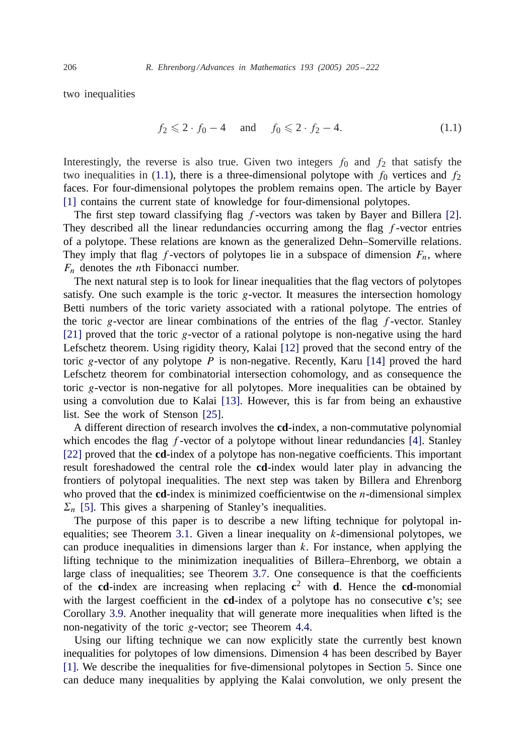two inequalities

$$f_2 \leqslant 2 \cdot f_0 - 4 \quad \text{and} \quad f_0 \leqslant 2 \cdot f_2 - 4. \tag{1.1}$$

Interestingly, the reverse is also true. Given two integers $f_0$ and $f_2$ that satisfy the two inequalities in (1.1), there is a three-dimensional polytope with $f_0$ vertices and $f_2$ faces. For four-dimensional polytopes the problem remains open. The article by Bayer [1] contains the current state of knowledge for four-dimensional polytopes.

The first step toward classifying flag $f$-vectors was taken by Bayer and Billera [2]. They described all the linear redundancies occurring among the flag $f$-vector entries of a polytope. These relations are known as the generalized Dehn–Somerville relations. They imply that flag $f$-vectors of polytopes lie in a subspace of dimension $F_n$, where $F_n$ denotes the $n$th Fibonacci number.

The next natural step is to look for linear inequalities that the flag vectors of polytopes satisfy. One such example is the toric $g$-vector. It measures the intersection homology Betti numbers of the toric variety associated with a rational polytope. The entries of the toric $g$-vector are linear combinations of the entries of the flag $f$-vector. Stanley [21] proved that the toric $g$-vector of a rational polytope is non-negative using the hard Lefschetz theorem. Using rigidity theory, Kalai [12] proved that the second entry of the toric $g$-vector of any polytope $P$ is non-negative. Recently, Karu [14] proved the hard Lefschetz theorem for combinatorial intersection cohomology, and as consequence the toric $g$-vector is non-negative for all polytopes. More inequalities can be obtained by using a convolution due to Kalai [13]. However, this is far from being an exhaustive list. See the work of Stenson [25].

A different direction of research involves the **cd**-index, a non-commutative polynomial which encodes the flag $f$-vector of a polytope without linear redundancies [4]. Stanley [22] proved that the **cd**-index of a polytope has non-negative coefficients. This important result foreshadowed the central role the **cd**-index would later play in advancing the frontiers of polytopal inequalities. The next step was taken by Billera and Ehrenborg who proved that the **cd**-index is minimized coefficientwise on the $n$-dimensional simplex $\Sigma_n$ [5]. This gives a sharpening of Stanley's inequalities.

The purpose of this paper is to describe a new lifting technique for polytopal inequalities; see Theorem 3.1. Given a linear inequality on $k$-dimensional polytopes, we can produce inequalities in dimensions larger than $k$. For instance, when applying the lifting technique to the minimization inequalities of Billera–Ehrenborg, we obtain a large class of inequalities; see Theorem 3.7. One consequence is that the coefficients of the **cd**-index are increasing when replacing $\mathbf{c}^2$ with $\mathbf{d}$. Hence the **cd**-monomial with the largest coefficient in the **cd**-index of a polytope has no consecutive **c**'s; see Corollary 3.9. Another inequality that will generate more inequalities when lifted is the non-negativity of the toric $g$-vector; see Theorem 4.4.

Using our lifting technique we can now explicitly state the currently best known inequalities for polytopes of low dimensions. Dimension 4 has been described by Bayer [1]. We describe the inequalities for five-dimensional polytopes in Section 5. Since one can deduce many inequalities by applying the Kalai convolution, we only present the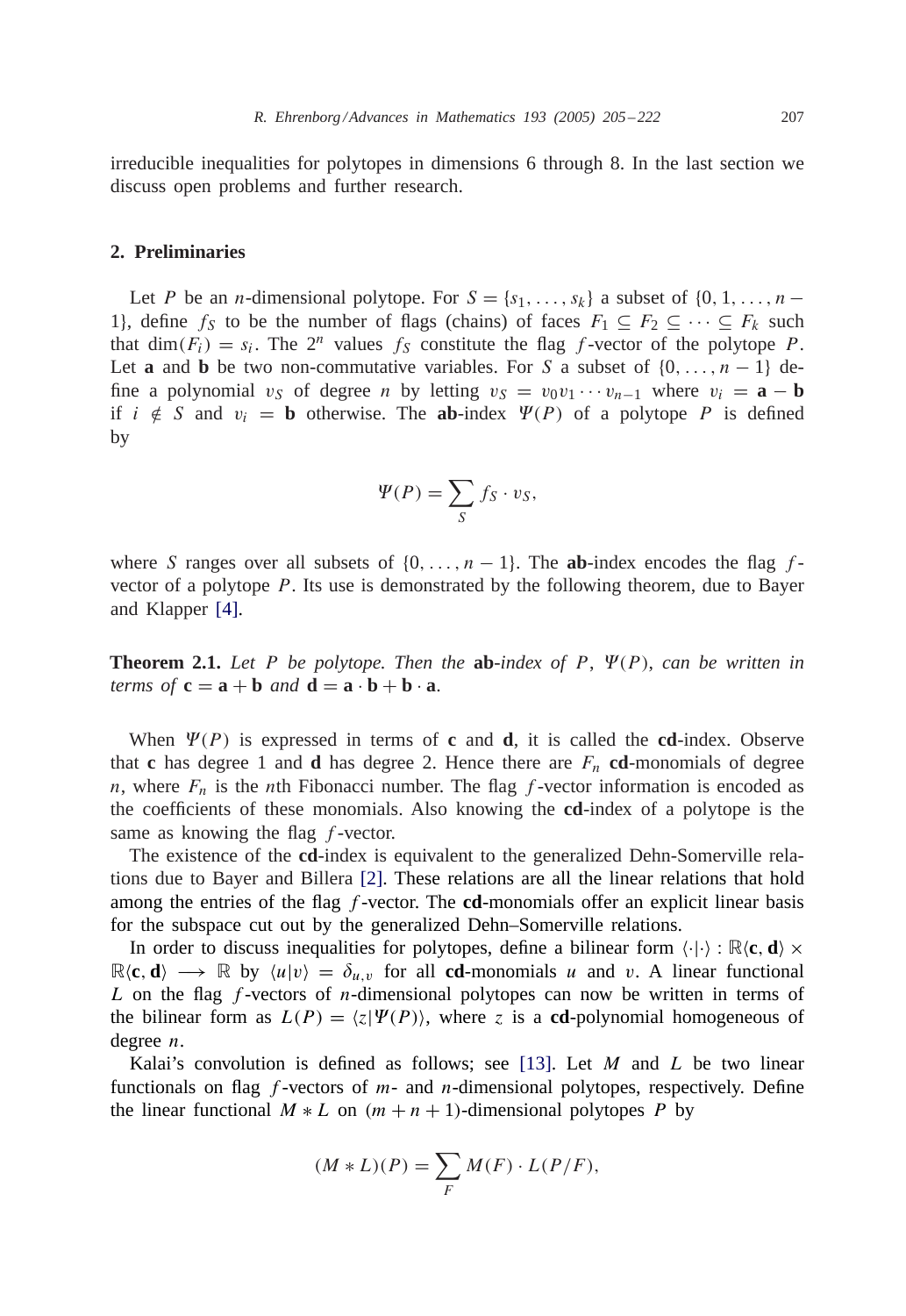irreducible inequalities for polytopes in dimensions 6 through 8. In the last section we discuss open problems and further research.

## 2. Preliminaries

Let $P$ be an $n$-dimensional polytope. For $S = \{s_1, \ldots, s_k\}$ a subset of $\{0, 1, \ldots, n-1\}$, define $f_S$ to be the number of flags (chains) of faces $F_1 \subseteq F_2 \subseteq \cdots \subseteq F_k$ such that $\dim(F_i) = s_i$. The $2^n$ values $f_S$ constitute the flag $f$-vector of the polytope $P$. Let $\mathbf{a}$ and $\mathbf{b}$ be two non-commutative variables. For $S$ a subset of $\{0, \ldots, n-1\}$ define a polynomial $v_S$ of degree $n$ by letting $v_S = v_0 v_1 \cdots v_{n-1}$ where $v_i = \mathbf{a} - \mathbf{b}$ if $i \notin S$ and $v_i = \mathbf{b}$ otherwise. The **ab**-index $\Psi(P)$ of a polytope $P$ is defined by

$$\Psi(P) = \sum_S f_S \cdot v_S,$$

where $S$ ranges over all subsets of $\{0, \ldots, n-1\}$. The **ab**-index encodes the flag $f$-vector of a polytope $P$. Its use is demonstrated by the following theorem, due to Bayer and Klapper [4].

**Theorem 2.1.** *Let $P$ be polytope. Then the* **ab***-index of $P$, $\Psi(P)$, can be written in terms of $\mathbf{c} = \mathbf{a} + \mathbf{b}$ and $\mathbf{d} = \mathbf{a} \cdot \mathbf{b} + \mathbf{b} \cdot \mathbf{a}$.*

When $\Psi(P)$ is expressed in terms of $\mathbf{c}$ and $\mathbf{d}$, it is called the **cd**-index. Observe that $\mathbf{c}$ has degree 1 and $\mathbf{d}$ has degree 2. Hence there are $F_n$ **cd**-monomials of degree $n$, where $F_n$ is the $n$th Fibonacci number. The flag $f$-vector information is encoded as the coefficients of these monomials. Also knowing the **cd**-index of a polytope is the same as knowing the flag $f$-vector.

The existence of the **cd**-index is equivalent to the generalized Dehn-Somerville relations due to Bayer and Billera [2]. These relations are all the linear relations that hold among the entries of the flag $f$-vector. The **cd**-monomials offer an explicit linear basis for the subspace cut out by the generalized Dehn–Somerville relations.

In order to discuss inequalities for polytopes, define a bilinear form $\langle \cdot | \cdot \rangle : \mathbb{R}\langle \mathbf{c}, \mathbf{d} \rangle \times \mathbb{R}\langle \mathbf{c}, \mathbf{d} \rangle \longrightarrow \mathbb{R}$ by $\langle u | v \rangle = \delta_{u,v}$ for all **cd**-monomials $u$ and $v$. A linear functional $L$ on the flag $f$-vectors of $n$-dimensional polytopes can now be written in terms of the bilinear form as $L(P) = \langle z | \Psi(P) \rangle$, where $z$ is a **cd**-polynomial homogeneous of degree $n$.

Kalai's convolution is defined as follows; see [13]. Let $M$ and $L$ be two linear functionals on flag $f$-vectors of $m$- and $n$-dimensional polytopes, respectively. Define the linear functional $M * L$ on $(m + n + 1)$-dimensional polytopes $P$ by

$$(M * L)(P) = \sum_F M(F) \cdot L(P/F),$$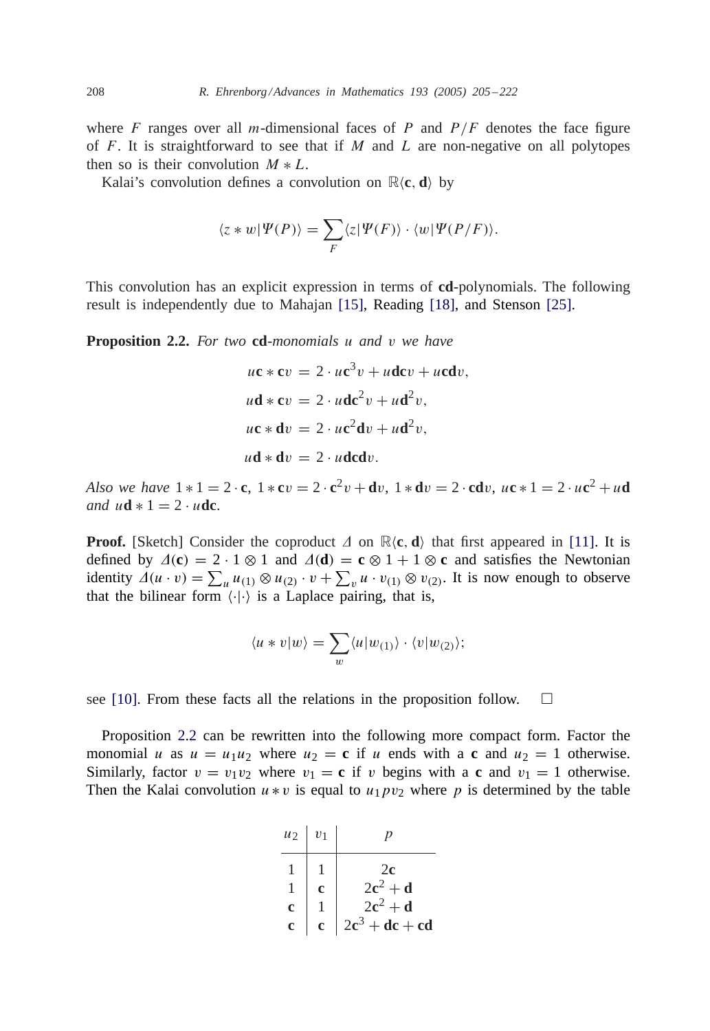where $F$ ranges over all $m$-dimensional faces of $P$ and $P/F$ denotes the face figure of $F$. It is straightforward to see that if $M$ and $L$ are non-negative on all polytopes then so is their convolution $M * L$.

Kalai's convolution defines a convolution on $\mathbb{R}\langle \mathbf{c}, \mathbf{d} \rangle$ by

$$\langle z * w | \Psi(P) \rangle = \sum_{F} \langle z | \Psi(F) \rangle \cdot \langle w | \Psi(P/F) \rangle.$$

This convolution has an explicit expression in terms of **cd**-polynomials. The following result is independently due to Mahajan [15], Reading [18], and Stenson [25].

**Proposition 2.2.** *For two* **cd**-*monomials $u$ and $v$ we have*

$$\begin{aligned}
u\mathbf{c} * \mathbf{c}v &= 2 \cdot u\mathbf{c}^3 v + u\mathbf{dc}v + u\mathbf{cd}v, \\
u\mathbf{d} * \mathbf{c}v &= 2 \cdot u\mathbf{dc}^2 v + u\mathbf{d}^2 v, \\
u\mathbf{c} * \mathbf{d}v &= 2 \cdot u\mathbf{c}^2\mathbf{d}v + u\mathbf{d}^2 v, \\
u\mathbf{d} * \mathbf{d}v &= 2 \cdot u\mathbf{dcd}v.
\end{aligned}$$

*Also we have* $1 * 1 = 2 \cdot \mathbf{c}$, $1 * \mathbf{c}v = 2 \cdot \mathbf{c}^2 v + \mathbf{d}v$, $1 * \mathbf{d}v = 2 \cdot \mathbf{cd}v$, $u\mathbf{c} * 1 = 2 \cdot u\mathbf{c}^2 + u\mathbf{d}$ *and* $u\mathbf{d} * 1 = 2 \cdot u\mathbf{dc}$.

**Proof.** [Sketch] Consider the coproduct $\Delta$ on $\mathbb{R}\langle \mathbf{c}, \mathbf{d} \rangle$ that first appeared in [11]. It is defined by $\Delta(\mathbf{c}) = 2 \cdot 1 \otimes 1$ and $\Delta(\mathbf{d}) = \mathbf{c} \otimes 1 + 1 \otimes \mathbf{c}$ and satisfies the Newtonian identity $\Delta(u \cdot v) = \sum_u u_{(1)} \otimes u_{(2)} \cdot v + \sum_v u \cdot v_{(1)} \otimes v_{(2)}$. It is now enough to observe that the bilinear form $\langle \cdot | \cdot \rangle$ is a Laplace pairing, that is,

$$\langle u * v | w \rangle = \sum_{w} \langle u | w_{(1)} \rangle \cdot \langle v | w_{(2)} \rangle;$$

see [10]. From these facts all the relations in the proposition follow. $\square$

Proposition 2.2 can be rewritten into the following more compact form. Factor the monomial $u$ as $u = u_1 u_2$ where $u_2 = \mathbf{c}$ if $u$ ends with a $\mathbf{c}$ and $u_2 = 1$ otherwise. Similarly, factor $v = v_1 v_2$ where $v_1 = \mathbf{c}$ if $v$ begins with a $\mathbf{c}$ and $v_1 = 1$ otherwise. Then the Kalai convolution $u * v$ is equal to $u_1 p v_2$ where $p$ is determined by the table

| $u_2$ | $v_1$ | $p$ |
|---|---|---|
| 1 | 1 | $2\mathbf{c}$ |
| 1 | $\mathbf{c}$ | $2\mathbf{c}^2 + \mathbf{d}$ |
| $\mathbf{c}$ | 1 | $2\mathbf{c}^2 + \mathbf{d}$ |
| $\mathbf{c}$ | $\mathbf{c}$ | $2\mathbf{c}^3 + \mathbf{dc} + \mathbf{cd}$ |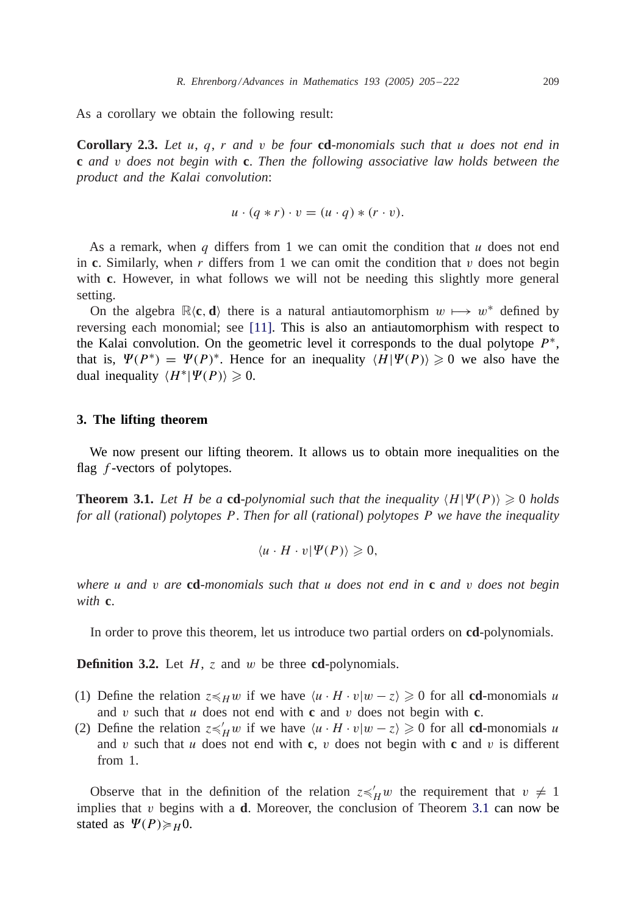As a corollary we obtain the following result:

**Corollary 2.3.** *Let $u$, $q$, $r$ and $v$ be four* **cd***-monomials such that $u$ does not end in* **c** *and $v$ does not begin with* **c**. *Then the following associative law holds between the product and the Kalai convolution*:

$$u \cdot (q * r) \cdot v = (u \cdot q) * (r \cdot v).$$

As a remark, when $q$ differs from 1 we can omit the condition that $u$ does not end in **c**. Similarly, when $r$ differs from 1 we can omit the condition that $v$ does not begin with **c**. However, in what follows we will not be needing this slightly more general setting.

On the algebra $\mathbb{R}\langle \mathbf{c}, \mathbf{d}\rangle$ there is a natural antiautomorphism $w \longmapsto w^*$ defined by reversing each monomial; see [11]. This is also an antiautomorphism with respect to the Kalai convolution. On the geometric level it corresponds to the dual polytope $P^*$, that is, $\Psi(P^*) = \Psi(P)^*$. Hence for an inequality $\langle H | \Psi(P)\rangle \geqslant 0$ we also have the dual inequality $\langle H^* | \Psi(P)\rangle \geqslant 0$.

## 3. The lifting theorem

We now present our lifting theorem. It allows us to obtain more inequalities on the flag $f$-vectors of polytopes.

**Theorem 3.1.** *Let $H$ be a* **cd***-polynomial such that the inequality $\langle H | \Psi(P)\rangle \geqslant 0$ holds for all* (*rational*) *polytopes $P$. Then for all* (*rational*) *polytopes $P$ we have the inequality*

$$\langle u \cdot H \cdot v | \Psi(P)\rangle \geqslant 0,$$

*where $u$ and $v$ are* **cd***-monomials such that $u$ does not end in* **c** *and $v$ does not begin with* **c**.

In order to prove this theorem, let us introduce two partial orders on **cd**-polynomials.

**Definition 3.2.** Let $H$, $z$ and $w$ be three **cd**-polynomials.

(1) Define the relation $z \preccurlyeq_H w$ if we have $\langle u \cdot H \cdot v | w - z\rangle \geqslant 0$ for all **cd**-monomials $u$ and $v$ such that $u$ does not end with **c** and $v$ does not begin with **c**.

(2) Define the relation $z \preccurlyeq'_H w$ if we have $\langle u \cdot H \cdot v | w - z\rangle \geqslant 0$ for all **cd**-monomials $u$ and $v$ such that $u$ does not end with **c**, $v$ does not begin with **c** and $v$ is different from 1.

Observe that in the definition of the relation $z \preccurlyeq'_H w$ the requirement that $v \neq 1$ implies that $v$ begins with a **d**. Moreover, the conclusion of Theorem 3.1 can now be stated as $\Psi(P) \succcurlyeq_H 0$.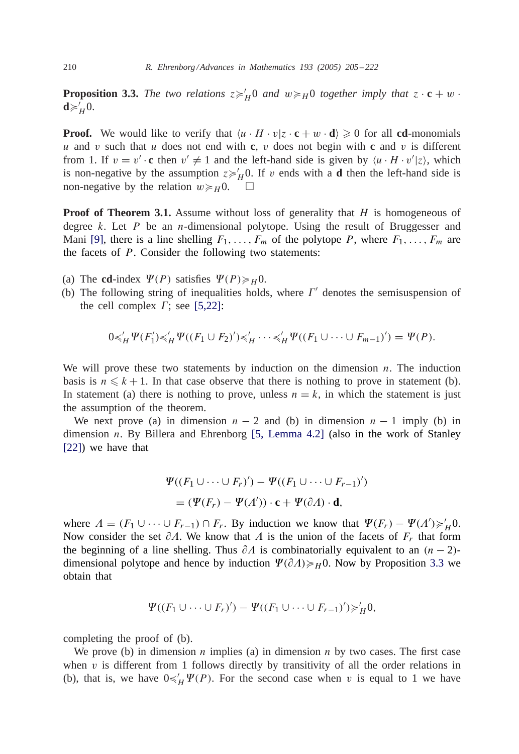**Proposition 3.3.** *The two relations $z \succcurlyeq'_H 0$ and $w \succcurlyeq_H 0$ together imply that $z \cdot \mathbf{c} + w \cdot \mathbf{d} \succcurlyeq'_H 0$.*

**Proof.** We would like to verify that $\langle u \cdot H \cdot v | z \cdot \mathbf{c} + w \cdot \mathbf{d} \rangle \geqslant 0$ for all **cd**-monomials $u$ and $v$ such that $u$ does not end with $\mathbf{c}$, $v$ does not begin with $\mathbf{c}$ and $v$ is different from 1. If $v = v' \cdot \mathbf{c}$ then $v' \neq 1$ and the left-hand side is given by $\langle u \cdot H \cdot v' | z \rangle$, which is non-negative by the assumption $z \succcurlyeq'_H 0$. If $v$ ends with a $\mathbf{d}$ then the left-hand side is non-negative by the relation $w \succcurlyeq_H 0$. $\square$

**Proof of Theorem 3.1.** Assume without loss of generality that $H$ is homogeneous of degree $k$. Let $P$ be an $n$-dimensional polytope. Using the result of Bruggesser and Mani [9], there is a line shelling $F_1, \ldots, F_m$ of the polytope $P$, where $F_1, \ldots, F_m$ are the facets of $P$. Consider the following two statements:

(a) The **cd**-index $\Psi(P)$ satisfies $\Psi(P) \succcurlyeq_H 0$.

(b) The following string of inequalities holds, where $\Gamma'$ denotes the semisuspension of the cell complex $\Gamma$; see [5,22]:

$$0 \preccurlyeq'_H \Psi(F_1') \preccurlyeq'_H \Psi((F_1 \cup F_2)') \preccurlyeq'_H \cdots \preccurlyeq'_H \Psi((F_1 \cup \cdots \cup F_{m-1})') = \Psi(P).$$

We will prove these two statements by induction on the dimension $n$. The induction basis is $n \leqslant k+1$. In that case observe that there is nothing to prove in statement (b). In statement (a) there is nothing to prove, unless $n = k$, in which the statement is just the assumption of the theorem.

We next prove (a) in dimension $n-2$ and (b) in dimension $n-1$ imply (b) in dimension $n$. By Billera and Ehrenborg [5, Lemma 4.2] (also in the work of Stanley [22]) we have that

$$\begin{aligned}
&\Psi((F_1 \cup \cdots \cup F_r)') - \Psi((F_1 \cup \cdots \cup F_{r-1})') \\
&\quad = (\Psi(F_r) - \Psi(\Lambda')) \cdot \mathbf{c} + \Psi(\partial \Lambda) \cdot \mathbf{d},
\end{aligned}$$

where $\Lambda = (F_1 \cup \cdots \cup F_{r-1}) \cap F_r$. By induction we know that $\Psi(F_r) - \Psi(\Lambda') \succcurlyeq'_H 0$. Now consider the set $\partial \Lambda$. We know that $\Lambda$ is the union of the facets of $F_r$ that form the beginning of a line shelling. Thus $\partial \Lambda$ is combinatorially equivalent to an $(n-2)$-dimensional polytope and hence by induction $\Psi(\partial \Lambda) \succcurlyeq_H 0$. Now by Proposition 3.3 we obtain that

$$\Psi((F_1 \cup \cdots \cup F_r)') - \Psi((F_1 \cup \cdots \cup F_{r-1})') \succcurlyeq'_H 0,$$

completing the proof of (b).

We prove (b) in dimension $n$ implies (a) in dimension $n$ by two cases. The first case when $v$ is different from 1 follows directly by transitivity of all the order relations in (b), that is, we have $0 \preccurlyeq'_H \Psi(P)$. For the second case when $v$ is equal to 1 we have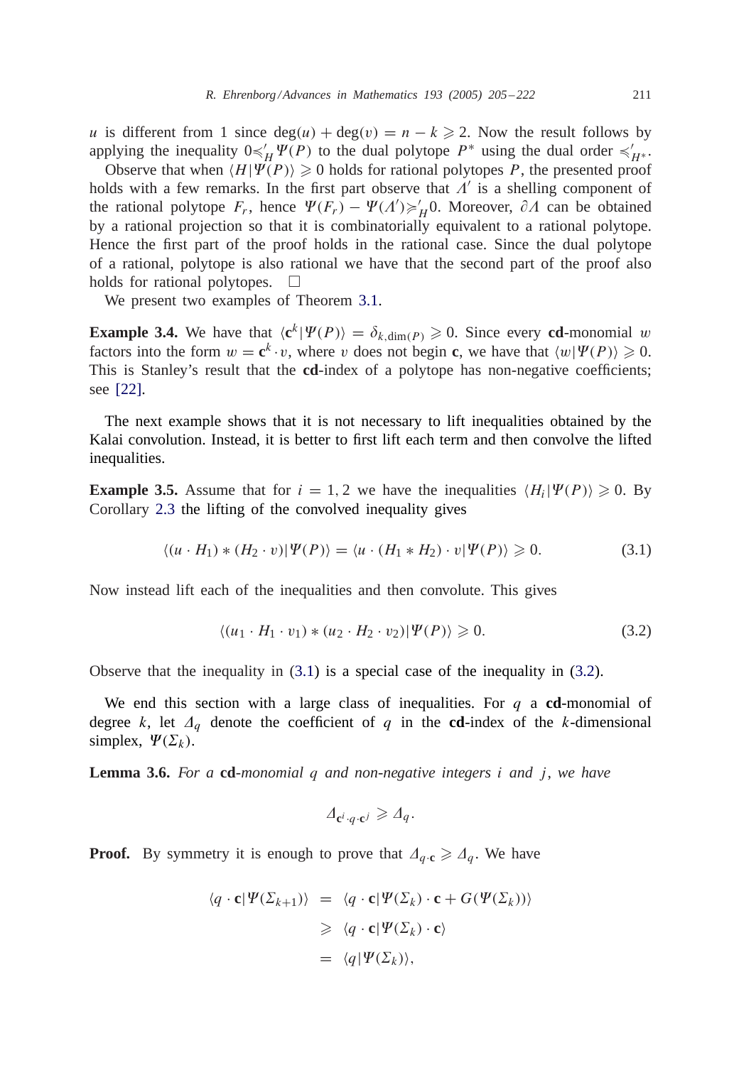$u$ is different from 1 since $\deg(u) + \deg(v) = n - k \geqslant 2$. Now the result follows by applying the inequality $0 \preccurlyeq'_H \Psi(P)$ to the dual polytope $P^*$ using the dual order $\preccurlyeq'_{H^*}$.

Observe that when $\langle H | \Psi(P) \rangle \geqslant 0$ holds for rational polytopes $P$, the presented proof holds with a few remarks. In the first part observe that $\Lambda'$ is a shelling component of the rational polytope $F_r$, hence $\Psi(F_r) - \Psi(\Lambda') \succcurlyeq'_H 0$. Moreover, $\partial \Lambda$ can be obtained by a rational projection so that it is combinatorially equivalent to a rational polytope. Hence the first part of the proof holds in the rational case. Since the dual polytope of a rational, polytope is also rational we have that the second part of the proof also holds for rational polytopes. $\square$

We present two examples of Theorem 3.1.

**Example 3.4.** We have that $\langle \mathbf{c}^k | \Psi(P) \rangle = \delta_{k, \dim(P)} \geqslant 0$. Since every **cd**-monomial $w$ factors into the form $w = \mathbf{c}^k \cdot v$, where $v$ does not begin $\mathbf{c}$, we have that $\langle w | \Psi(P) \rangle \geqslant 0$. This is Stanley's result that the **cd**-index of a polytope has non-negative coefficients; see [22].

The next example shows that it is not necessary to lift inequalities obtained by the Kalai convolution. Instead, it is better to first lift each term and then convolve the lifted inequalities.

**Example 3.5.** Assume that for $i = 1, 2$ we have the inequalities $\langle H_i | \Psi(P) \rangle \geqslant 0$. By Corollary 2.3 the lifting of the convolved inequality gives

$$\langle (u \cdot H_1) * (H_2 \cdot v) | \Psi(P) \rangle = \langle u \cdot (H_1 * H_2) \cdot v | \Psi(P) \rangle \geqslant 0. \tag{3.1}$$

Now instead lift each of the inequalities and then convolute. This gives

$$\langle (u_1 \cdot H_1 \cdot v_1) * (u_2 \cdot H_2 \cdot v_2) | \Psi(P) \rangle \geqslant 0. \tag{3.2}$$

Observe that the inequality in (3.1) is a special case of the inequality in (3.2).

We end this section with a large class of inequalities. For $q$ a **cd**-monomial of degree $k$, let $\Delta_q$ denote the coefficient of $q$ in the **cd**-index of the $k$-dimensional simplex, $\Psi(\Sigma_k)$.

**Lemma 3.6.** *For a* **cd**-*monomial $q$ and non-negative integers $i$ and $j$, we have*

$$\Delta_{\mathbf{c}^i \cdot q \cdot \mathbf{c}^j} \geqslant \Delta_q.$$

**Proof.** By symmetry it is enough to prove that $\Delta_{q \cdot \mathbf{c}} \geqslant \Delta_q$. We have

$$\begin{aligned}
\langle q \cdot \mathbf{c} | \Psi(\Sigma_{k+1}) \rangle &= \langle q \cdot \mathbf{c} | \Psi(\Sigma_k) \cdot \mathbf{c} + G(\Psi(\Sigma_k)) \rangle \\
&\geqslant \langle q \cdot \mathbf{c} | \Psi(\Sigma_k) \cdot \mathbf{c} \rangle \\
&= \langle q | \Psi(\Sigma_k) \rangle,
\end{aligned}$$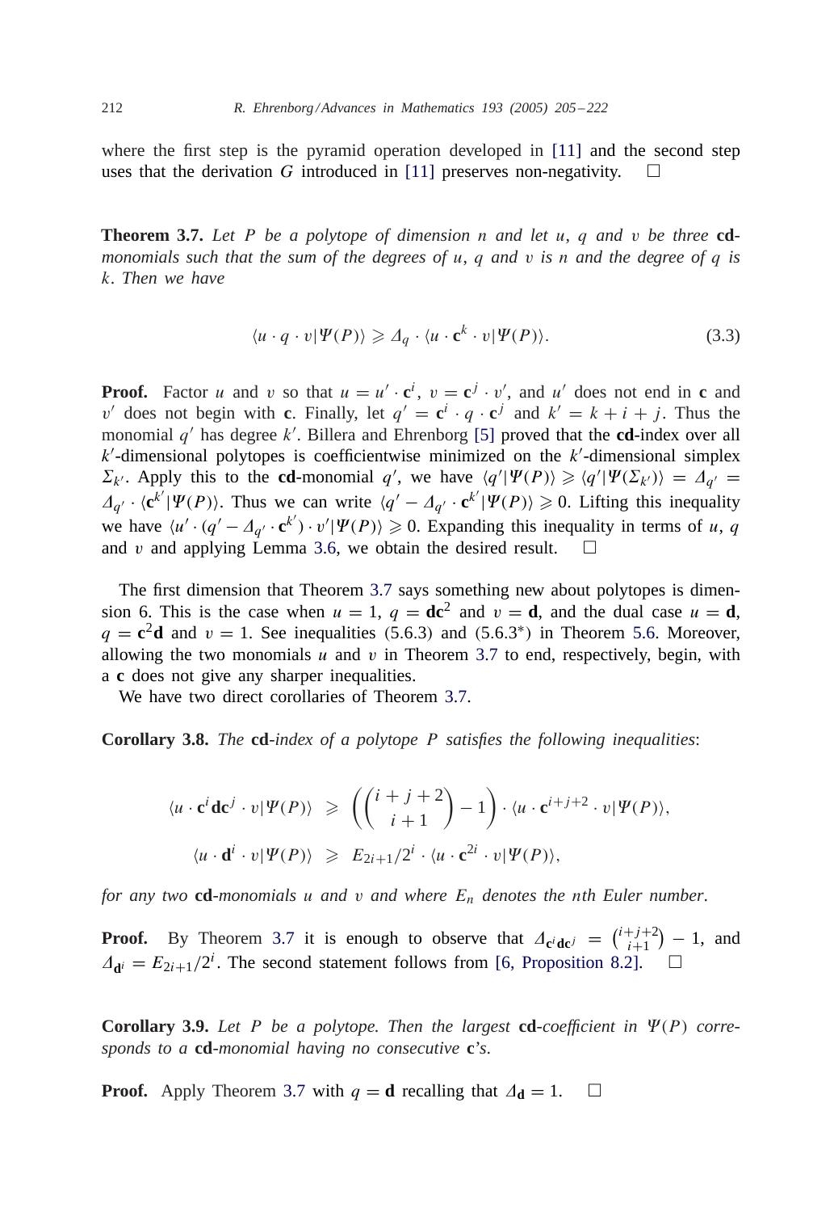where the first step is the pyramid operation developed in [11] and the second step uses that the derivation $G$ introduced in [11] preserves non-negativity. □

**Theorem 3.7.** *Let $P$ be a polytope of dimension $n$ and let $u$, $q$ and $v$ be three* **cd**-*monomials such that the sum of the degrees of $u$, $q$ and $v$ is $n$ and the degree of $q$ is $k$. Then we have*

$$\langle u \cdot q \cdot v | \Psi(P) \rangle \geqslant \Delta_q \cdot \langle u \cdot \mathbf{c}^k \cdot v | \Psi(P) \rangle. \tag{3.3}$$

**Proof.** Factor $u$ and $v$ so that $u = u' \cdot \mathbf{c}^i$, $v = \mathbf{c}^j \cdot v'$, and $u'$ does not end in $\mathbf{c}$ and $v'$ does not begin with $\mathbf{c}$. Finally, let $q' = \mathbf{c}^i \cdot q \cdot \mathbf{c}^j$ and $k' = k + i + j$. Thus the monomial $q'$ has degree $k'$. Billera and Ehrenborg [5] proved that the **cd**-index over all $k'$-dimensional polytopes is coefficientwise minimized on the $k'$-dimensional simplex $\Sigma_{k'}$. Apply this to the **cd**-monomial $q'$, we have $\langle q' | \Psi(P) \rangle \geqslant \langle q' | \Psi(\Sigma_{k'}) \rangle = \Delta_{q'} = \Delta_{q'} \cdot \langle \mathbf{c}^{k'} | \Psi(P) \rangle$. Thus we can write $\langle q' - \Delta_{q'} \cdot \mathbf{c}^{k'} | \Psi(P) \rangle \geqslant 0$. Lifting this inequality we have $\langle u' \cdot (q' - \Delta_{q'} \cdot \mathbf{c}^{k'}) \cdot v' | \Psi(P) \rangle \geqslant 0$. Expanding this inequality in terms of $u$, $q$ and $v$ and applying Lemma 3.6, we obtain the desired result. □

The first dimension that Theorem 3.7 says something new about polytopes is dimension 6. This is the case when $u = 1$, $q = \mathbf{dc}^2$ and $v = \mathbf{d}$, and the dual case $u = \mathbf{d}$, $q = \mathbf{c}^2\mathbf{d}$ and $v = 1$. See inequalities (5.6.3) and (5.6.3*) in Theorem 5.6. Moreover, allowing the two monomials $u$ and $v$ in Theorem 3.7 to end, respectively, begin, with a $\mathbf{c}$ does not give any sharper inequalities.

We have two direct corollaries of Theorem 3.7.

**Corollary 3.8.** *The* **cd**-*index of a polytope $P$ satisfies the following inequalities*:

$$\langle u \cdot \mathbf{c}^i \mathbf{dc}^j \cdot v | \Psi(P) \rangle \geqslant \left( \binom{i+j+2}{i+1} - 1 \right) \cdot \langle u \cdot \mathbf{c}^{i+j+2} \cdot v | \Psi(P) \rangle,$$

$$\langle u \cdot \mathbf{d}^i \cdot v | \Psi(P) \rangle \geqslant E_{2i+1}/2^i \cdot \langle u \cdot \mathbf{c}^{2i} \cdot v | \Psi(P) \rangle,$$

*for any two* **cd**-*monomials $u$ and $v$ and where $E_n$ denotes the $n$th Euler number.*

**Proof.** By Theorem 3.7 it is enough to observe that $\Delta_{\mathbf{c}^i\mathbf{dc}^j} = \binom{i+j+2}{i+1} - 1$, and $\Delta_{\mathbf{d}^i} = E_{2i+1}/2^i$. The second statement follows from [6, Proposition 8.2]. □

**Corollary 3.9.** *Let $P$ be a polytope. Then the largest* **cd**-*coefficient in $\Psi(P)$ corresponds to a* **cd**-*monomial having no consecutive* **c***'s.*

**Proof.** Apply Theorem 3.7 with $q = \mathbf{d}$ recalling that $\Delta_{\mathbf{d}} = 1$. □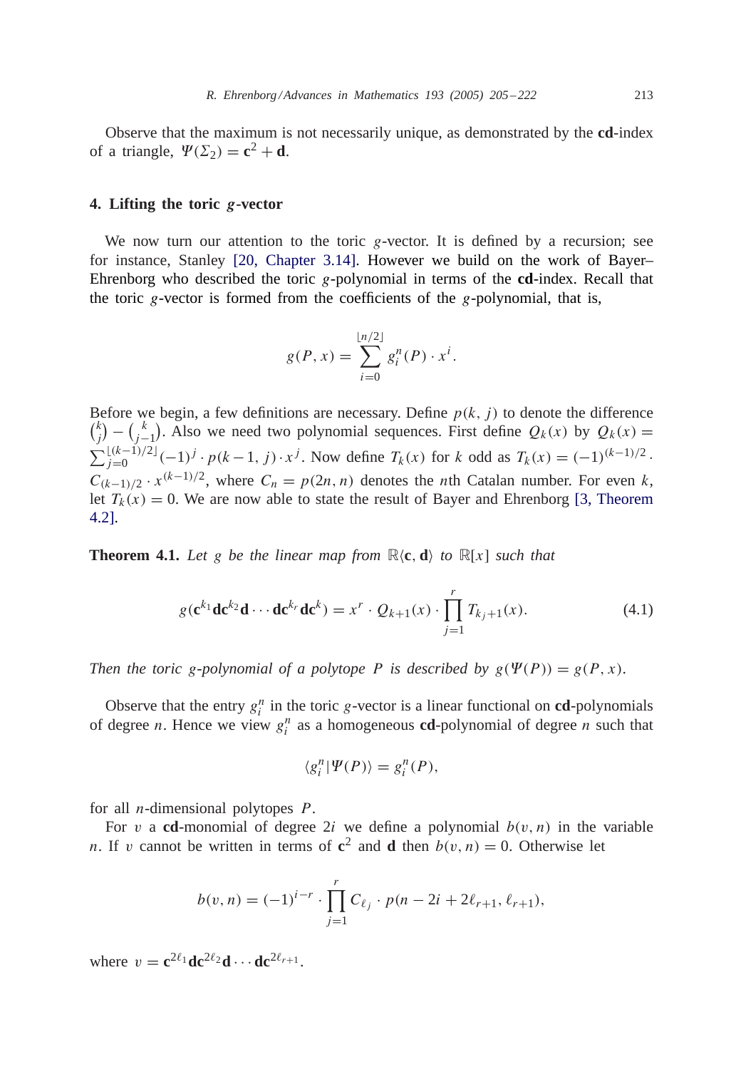Observe that the maximum is not necessarily unique, as demonstrated by the **cd**-index of a triangle, $\Psi(\Sigma_2) = \mathbf{c}^2 + \mathbf{d}$.

## 4. Lifting the toric $g$-vector

We now turn our attention to the toric $g$-vector. It is defined by a recursion; see for instance, Stanley [20, Chapter 3.14]. However we build on the work of Bayer–Ehrenborg who described the toric $g$-polynomial in terms of the **cd**-index. Recall that the toric $g$-vector is formed from the coefficients of the $g$-polynomial, that is,

$$g(P, x) = \sum_{i=0}^{\lfloor n/2 \rfloor} g_i^n(P) \cdot x^i.$$

Before we begin, a few definitions are necessary. Define $p(k, j)$ to denote the difference $\binom{k}{j} - \binom{k}{j-1}$. Also we need two polynomial sequences. First define $Q_k(x)$ by $Q_k(x) = \sum_{j=0}^{\lfloor (k-1)/2 \rfloor} (-1)^j \cdot p(k-1, j) \cdot x^j$. Now define $T_k(x)$ for $k$ odd as $T_k(x) = (-1)^{(k-1)/2} \cdot C_{(k-1)/2} \cdot x^{(k-1)/2}$, where $C_n = p(2n, n)$ denotes the $n$th Catalan number. For even $k$, let $T_k(x) = 0$. We are now able to state the result of Bayer and Ehrenborg [3, Theorem 4.2].

**Theorem 4.1.** *Let $g$ be the linear map from $\mathbb{R}\langle \mathbf{c}, \mathbf{d} \rangle$ to $\mathbb{R}[x]$ such that*

$$g(\mathbf{c}^{k_1}\mathbf{d}\mathbf{c}^{k_2}\mathbf{d} \cdots \mathbf{d}\mathbf{c}^{k_r}\mathbf{d}\mathbf{c}^{k}) = x^r \cdot Q_{k+1}(x) \cdot \prod_{j=1}^{r} T_{k_j+1}(x). \tag{4.1}$$

*Then the toric $g$-polynomial of a polytope $P$ is described by $g(\Psi(P)) = g(P, x)$.*

Observe that the entry $g_i^n$ in the toric $g$-vector is a linear functional on **cd**-polynomials of degree $n$. Hence we view $g_i^n$ as a homogeneous **cd**-polynomial of degree $n$ such that

$$\langle g_i^n | \Psi(P) \rangle = g_i^n(P),$$

for all $n$-dimensional polytopes $P$.

For $v$ a **cd**-monomial of degree $2i$ we define a polynomial $b(v, n)$ in the variable $n$. If $v$ cannot be written in terms of $\mathbf{c}^2$ and $\mathbf{d}$ then $b(v, n) = 0$. Otherwise let

$$b(v, n) = (-1)^{i-r} \cdot \prod_{j=1}^{r} C_{\ell_j} \cdot p(n - 2i + 2\ell_{r+1}, \ell_{r+1}),$$

where $v = \mathbf{c}^{2\ell_1}\mathbf{d}\mathbf{c}^{2\ell_2}\mathbf{d} \cdots \mathbf{d}\mathbf{c}^{2\ell_{r+1}}$.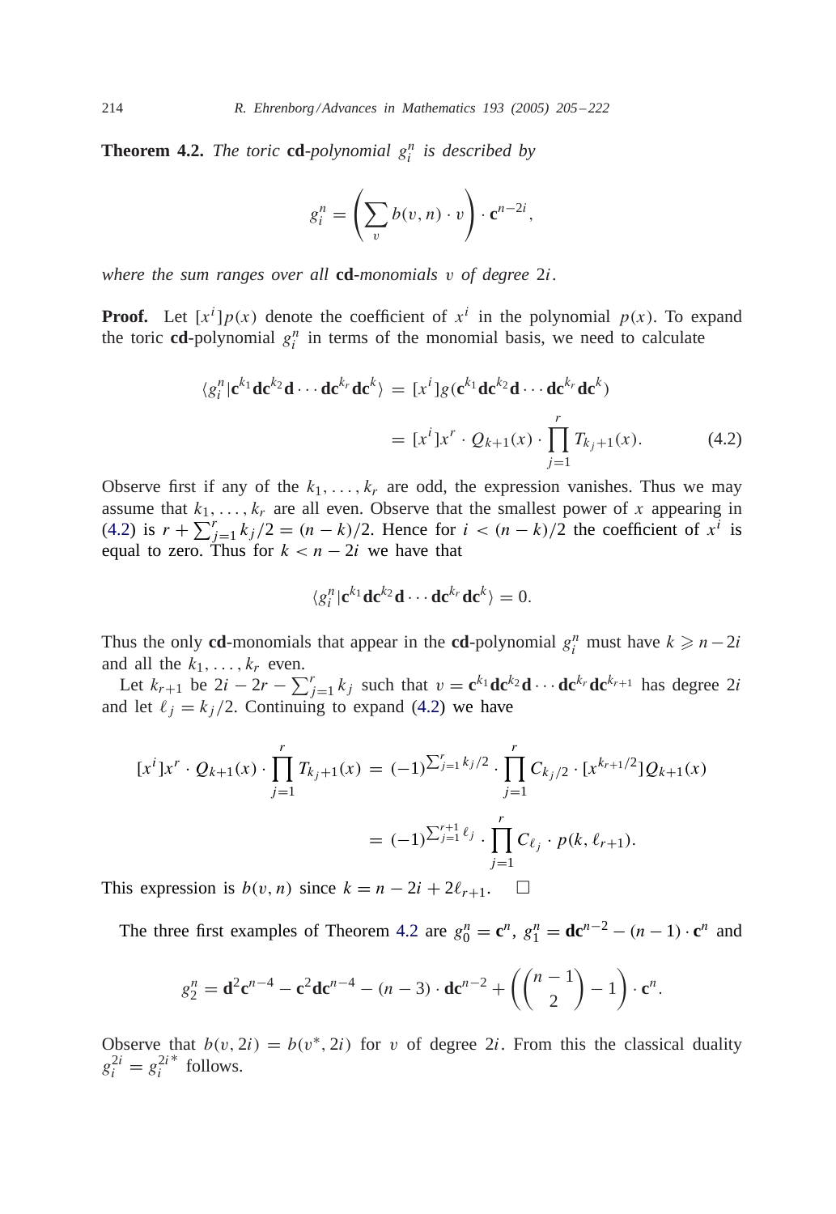**Theorem 4.2.** *The toric* **cd**-*polynomial* $g_i^n$ *is described by*

$$g_i^n = \left( \sum_v b(v, n) \cdot v \right) \cdot \mathbf{c}^{n-2i},$$

*where the sum ranges over all* **cd**-*monomials* $v$ *of degree* $2i$.

**Proof.** Let $[x^i]p(x)$ denote the coefficient of $x^i$ in the polynomial $p(x)$. To expand the toric **cd**-polynomial $g_i^n$ in terms of the monomial basis, we need to calculate

$$\begin{aligned} \langle g_i^n | \mathbf{c}^{k_1}\mathbf{d}\mathbf{c}^{k_2}\mathbf{d} \cdots \mathbf{d}\mathbf{c}^{k_r}\mathbf{d}\mathbf{c}^{k} \rangle &= [x^i] g(\mathbf{c}^{k_1}\mathbf{d}\mathbf{c}^{k_2}\mathbf{d} \cdots \mathbf{d}\mathbf{c}^{k_r}\mathbf{d}\mathbf{c}^{k}) \\ &= [x^i] x^r \cdot Q_{k+1}(x) \cdot \prod_{j=1}^{r} T_{k_j+1}(x). \end{aligned} \tag{4.2}$$

Observe first if any of the $k_1, \ldots, k_r$ are odd, the expression vanishes. Thus we may assume that $k_1, \ldots, k_r$ are all even. Observe that the smallest power of $x$ appearing in (4.2) is $r + \sum_{j=1}^{r} k_j/2 = (n-k)/2$. Hence for $i < (n-k)/2$ the coefficient of $x^i$ is equal to zero. Thus for $k < n - 2i$ we have that

$$\langle g_i^n | \mathbf{c}^{k_1}\mathbf{d}\mathbf{c}^{k_2}\mathbf{d} \cdots \mathbf{d}\mathbf{c}^{k_r}\mathbf{d}\mathbf{c}^{k} \rangle = 0.$$

Thus the only **cd**-monomials that appear in the **cd**-polynomial $g_i^n$ must have $k \geqslant n - 2i$ and all the $k_1, \ldots, k_r$ even.

Let $k_{r+1}$ be $2i - 2r - \sum_{j=1}^{r} k_j$ such that $v = \mathbf{c}^{k_1}\mathbf{d}\mathbf{c}^{k_2}\mathbf{d} \cdots \mathbf{d}\mathbf{c}^{k_r}\mathbf{d}\mathbf{c}^{k_{r+1}}$ has degree $2i$ and let $\ell_j = k_j/2$. Continuing to expand (4.2) we have

$$\begin{aligned} [x^i] x^r \cdot Q_{k+1}(x) \cdot \prod_{j=1}^{r} T_{k_j+1}(x) &= (-1)^{\sum_{j=1}^{r} k_j/2} \cdot \prod_{j=1}^{r} C_{k_j/2} \cdot [x^{k_{r+1}/2}] Q_{k+1}(x) \\ &= (-1)^{\sum_{j=1}^{r+1} \ell_j} \cdot \prod_{j=1}^{r} C_{\ell_j} \cdot p(k, \ell_{r+1}). \end{aligned}$$

This expression is $b(v, n)$ since $k = n - 2i + 2\ell_{r+1}$. $\square$

The three first examples of Theorem 4.2 are $g_0^n = \mathbf{c}^n$, $g_1^n = \mathbf{d}\mathbf{c}^{n-2} - (n-1) \cdot \mathbf{c}^n$ and

$$g_2^n = \mathbf{d}^2\mathbf{c}^{n-4} - \mathbf{c}^2\mathbf{d}\mathbf{c}^{n-4} - (n-3) \cdot \mathbf{d}\mathbf{c}^{n-2} + \left( \binom{n-1}{2} - 1 \right) \cdot \mathbf{c}^n.$$

Observe that $b(v, 2i) = b(v^*, 2i)$ for $v$ of degree $2i$. From this the classical duality $g_i^{2i} = g_i^{2i\,*}$ follows.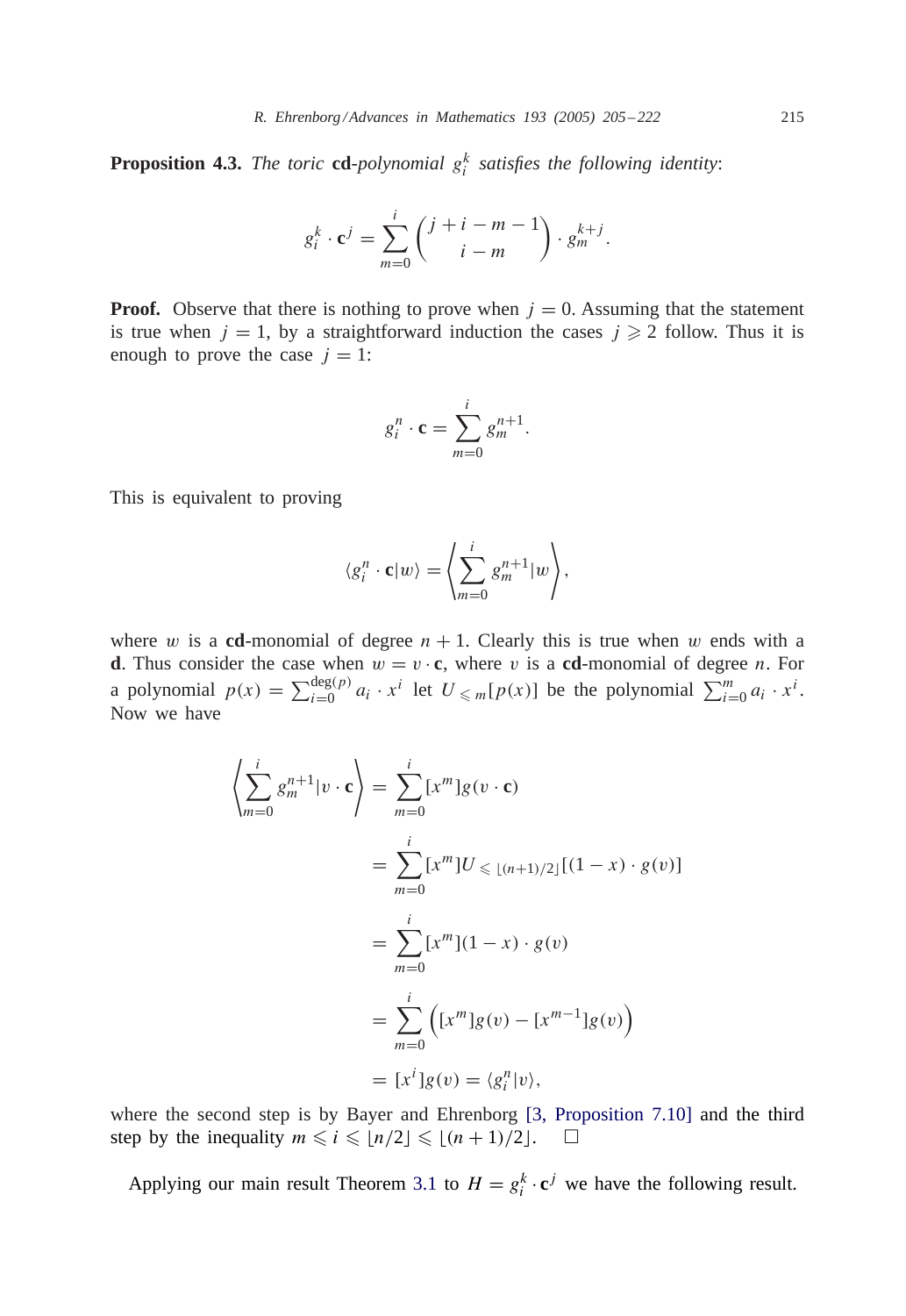**Proposition 4.3.** *The toric* **cd***-polynomial* $g_i^k$ *satisfies the following identity*:

$$g_i^k \cdot \mathbf{c}^j = \sum_{m=0}^{i} \binom{j+i-m-1}{i-m} \cdot g_m^{k+j}.$$

**Proof.** Observe that there is nothing to prove when $j = 0$. Assuming that the statement is true when $j = 1$, by a straightforward induction the cases $j \geqslant 2$ follow. Thus it is enough to prove the case $j = 1$:

$$g_i^n \cdot \mathbf{c} = \sum_{m=0}^{i} g_m^{n+1}.$$

This is equivalent to proving

$$\langle g_i^n \cdot \mathbf{c} | w \rangle = \left\langle \sum_{m=0}^{i} g_m^{n+1} | w \right\rangle,$$

where $w$ is a **cd**-monomial of degree $n+1$. Clearly this is true when $w$ ends with a **d**. Thus consider the case when $w = v \cdot \mathbf{c}$, where $v$ is a **cd**-monomial of degree $n$. For a polynomial $p(x) = \sum_{i=0}^{\deg(p)} a_i \cdot x^i$ let $U_{\leqslant m}[p(x)]$ be the polynomial $\sum_{i=0}^{m} a_i \cdot x^i$. Now we have

$$\begin{aligned}
\left\langle \sum_{m=0}^{i} g_m^{n+1} | v \cdot \mathbf{c} \right\rangle &= \sum_{m=0}^{i} [x^m] g(v \cdot \mathbf{c}) \\
&= \sum_{m=0}^{i} [x^m] U_{\leqslant \lfloor (n+1)/2 \rfloor}[(1-x) \cdot g(v)] \\
&= \sum_{m=0}^{i} [x^m] (1-x) \cdot g(v) \\
&= \sum_{m=0}^{i} \left( [x^m] g(v) - [x^{m-1}] g(v) \right) \\
&= [x^i] g(v) = \langle g_i^n | v \rangle,
\end{aligned}$$

where the second step is by Bayer and Ehrenborg [3, Proposition 7.10] and the third step by the inequality $m \leqslant i \leqslant \lfloor n/2 \rfloor \leqslant \lfloor (n+1)/2 \rfloor$. $\square$

Applying our main result Theorem 3.1 to $H = g_i^k \cdot \mathbf{c}^j$ we have the following result.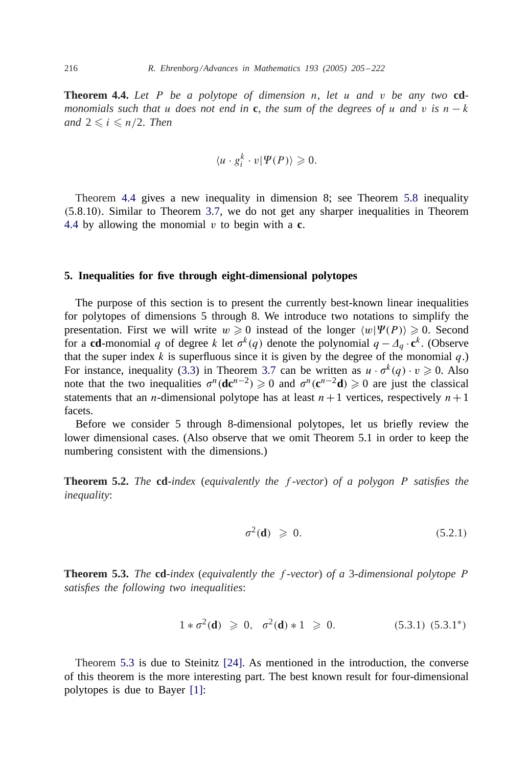**Theorem 4.4.** *Let $P$ be a polytope of dimension $n$, let $u$ and $v$ be any two* **cd***-monomials such that $u$ does not end in* **c**, *the sum of the degrees of $u$ and $v$ is $n-k$ and $2 \leqslant i \leqslant n/2$. Then*

$$\langle u \cdot g_i^k \cdot v | \Psi(P) \rangle \geqslant 0.$$

Theorem 4.4 gives a new inequality in dimension 8; see Theorem 5.8 inequality (5.8.10). Similar to Theorem 3.7, we do not get any sharper inequalities in Theorem 4.4 by allowing the monomial $v$ to begin with a **c**.

## 5. Inequalities for five through eight-dimensional polytopes

The purpose of this section is to present the currently best-known linear inequalities for polytopes of dimensions 5 through 8. We introduce two notations to simplify the presentation. First we will write $w \geqslant 0$ instead of the longer $\langle w | \Psi(P) \rangle \geqslant 0$. Second for a **cd**-monomial $q$ of degree $k$ let $\sigma^k(q)$ denote the polynomial $q - \Delta_q \cdot \mathbf{c}^k$. (Observe that the super index $k$ is superfluous since it is given by the degree of the monomial $q$.) For instance, inequality (3.3) in Theorem 3.7 can be written as $u \cdot \sigma^k(q) \cdot v \geqslant 0$. Also note that the two inequalities $\sigma^n(\mathbf{dc}^{n-2}) \geqslant 0$ and $\sigma^n(\mathbf{c}^{n-2}\mathbf{d}) \geqslant 0$ are just the classical statements that an $n$-dimensional polytope has at least $n+1$ vertices, respectively $n+1$ facets.

Before we consider 5 through 8-dimensional polytopes, let us briefly review the lower dimensional cases. (Also observe that we omit Theorem 5.1 in order to keep the numbering consistent with the dimensions.)

**Theorem 5.2.** *The* **cd***-index (equivalently the $f$-vector) of a polygon $P$ satisfies the inequality*:

$$\sigma^2(\mathbf{d}) \;\geqslant\; 0. \qquad (5.2.1)$$

**Theorem 5.3.** *The* **cd***-index (equivalently the $f$-vector) of a 3-dimensional polytope $P$ satisfies the following two inequalities*:

$$1 * \sigma^2(\mathbf{d}) \;\geqslant\; 0, \quad \sigma^2(\mathbf{d}) * 1 \;\geqslant\; 0. \qquad (5.3.1)\ (5.3.1^*)$$

Theorem 5.3 is due to Steinitz [24]. As mentioned in the introduction, the converse of this theorem is the more interesting part. The best known result for four-dimensional polytopes is due to Bayer [1]: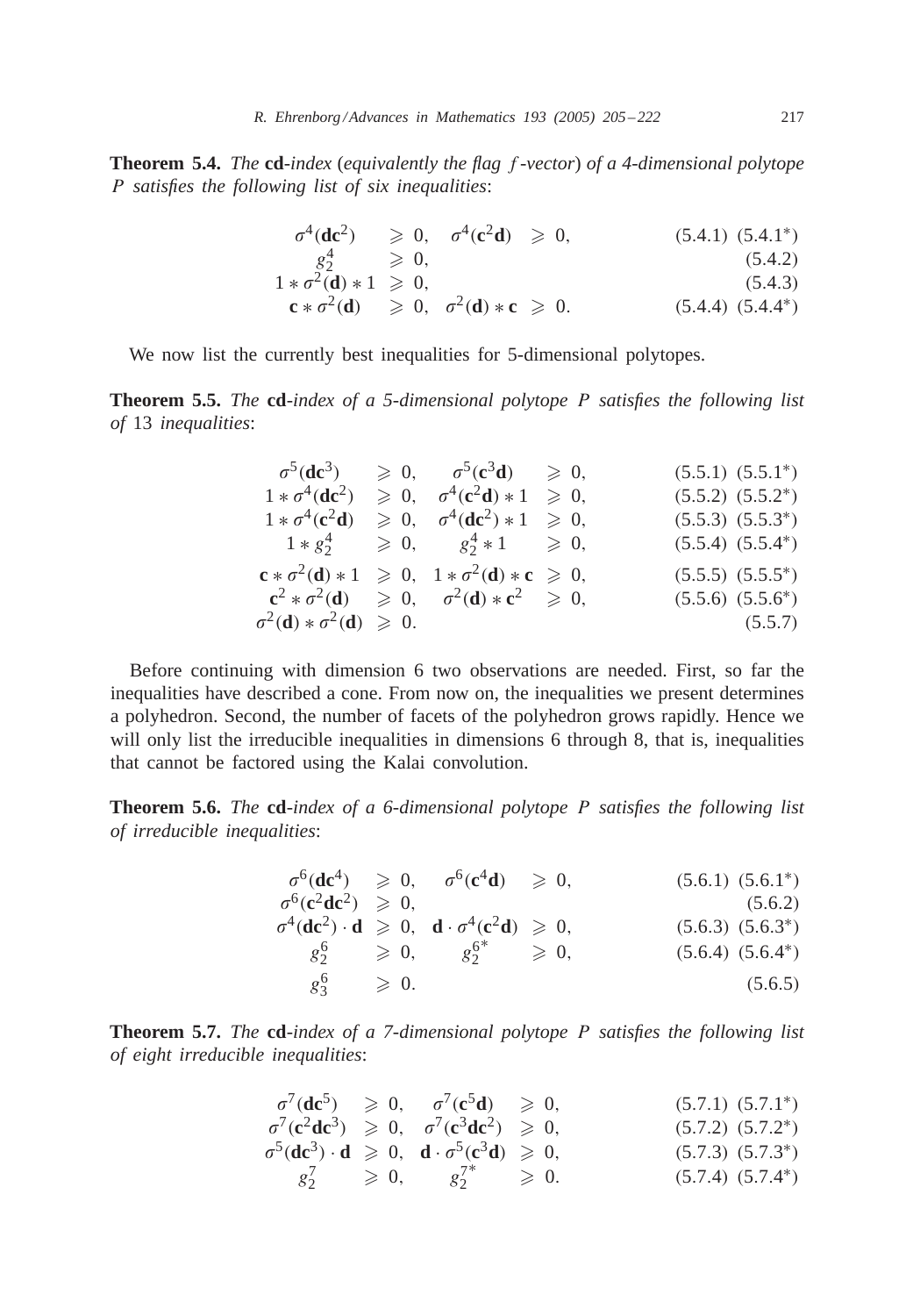**Theorem 5.4.** *The* **cd**-*index* (*equivalently the flag f-vector*) *of a 4-dimensional polytope P satisfies the following list of six inequalities*:

$$
\begin{array}{llll}
\sigma^4(\mathbf{dc}^2) \geqslant 0, & \sigma^4(\mathbf{c}^2\mathbf{d}) \geqslant 0, & & (5.4.1)\ (5.4.1^*) \\
g_2^4 \geqslant 0, & & & (5.4.2) \\
1 * \sigma^2(\mathbf{d}) * 1 \geqslant 0, & & & (5.4.3) \\
\mathbf{c} * \sigma^2(\mathbf{d}) \geqslant 0, & \sigma^2(\mathbf{d}) * \mathbf{c} \geqslant 0. & & (5.4.4)\ (5.4.4^*)
\end{array}
$$

We now list the currently best inequalities for 5-dimensional polytopes.

**Theorem 5.5.** *The* **cd**-*index of a 5-dimensional polytope P satisfies the following list of* 13 *inequalities*:

$$
\begin{array}{lll}
\sigma^5(\mathbf{dc}^3) \geqslant 0, & \sigma^5(\mathbf{c}^3\mathbf{d}) \geqslant 0, & (5.5.1)\ (5.5.1^*) \\
1 * \sigma^4(\mathbf{dc}^2) \geqslant 0, & \sigma^4(\mathbf{c}^2\mathbf{d}) * 1 \geqslant 0, & (5.5.2)\ (5.5.2^*) \\
1 * \sigma^4(\mathbf{c}^2\mathbf{d}) \geqslant 0, & \sigma^4(\mathbf{dc}^2) * 1 \geqslant 0, & (5.5.3)\ (5.5.3^*) \\
1 * g_2^4 \geqslant 0, & g_2^4 * 1 \geqslant 0, & (5.5.4)\ (5.5.4^*) \\
\mathbf{c} * \sigma^2(\mathbf{d}) * 1 \geqslant 0, & 1 * \sigma^2(\mathbf{d}) * \mathbf{c} \geqslant 0, & (5.5.5)\ (5.5.5^*) \\
\mathbf{c}^2 * \sigma^2(\mathbf{d}) \geqslant 0, & \sigma^2(\mathbf{d}) * \mathbf{c}^2 \geqslant 0, & (5.5.6)\ (5.5.6^*) \\
\sigma^2(\mathbf{d}) * \sigma^2(\mathbf{d}) \geqslant 0. & & (5.5.7)
\end{array}
$$

Before continuing with dimension 6 two observations are needed. First, so far the inequalities have described a cone. From now on, the inequalities we present determines a polyhedron. Second, the number of facets of the polyhedron grows rapidly. Hence we will only list the irreducible inequalities in dimensions 6 through 8, that is, inequalities that cannot be factored using the Kalai convolution.

**Theorem 5.6.** *The* **cd**-*index of a 6-dimensional polytope P satisfies the following list of irreducible inequalities*:

$$
\begin{array}{lll}
\sigma^6(\mathbf{dc}^4) \geqslant 0, & \sigma^6(\mathbf{c}^4\mathbf{d}) \geqslant 0, & (5.6.1)\ (5.6.1^*) \\
\sigma^6(\mathbf{c}^2\mathbf{dc}^2) \geqslant 0, & & (5.6.2) \\
\sigma^4(\mathbf{dc}^2) \cdot \mathbf{d} \geqslant 0, & \mathbf{d} \cdot \sigma^4(\mathbf{c}^2\mathbf{d}) \geqslant 0, & (5.6.3)\ (5.6.3^*) \\
g_2^6 \geqslant 0, & g_2^{6^*} \geqslant 0, & (5.6.4)\ (5.6.4^*) \\
g_3^6 \geqslant 0. & & (5.6.5)
\end{array}
$$

**Theorem 5.7.** *The* **cd**-*index of a 7-dimensional polytope P satisfies the following list of eight irreducible inequalities*:

$$
\begin{array}{lll}
\sigma^7(\mathbf{dc}^5) \geqslant 0, & \sigma^7(\mathbf{c}^5\mathbf{d}) \geqslant 0, & (5.7.1)\ (5.7.1^*) \\
\sigma^7(\mathbf{c}^2\mathbf{dc}^3) \geqslant 0, & \sigma^7(\mathbf{c}^3\mathbf{dc}^2) \geqslant 0, & (5.7.2)\ (5.7.2^*) \\
\sigma^5(\mathbf{dc}^3) \cdot \mathbf{d} \geqslant 0, & \mathbf{d} \cdot \sigma^5(\mathbf{c}^3\mathbf{d}) \geqslant 0, & (5.7.3)\ (5.7.3^*) \\
g_2^7 \geqslant 0, & g_2^{7^*} \geqslant 0. & (5.7.4)\ (5.7.4^*)
\end{array}
$$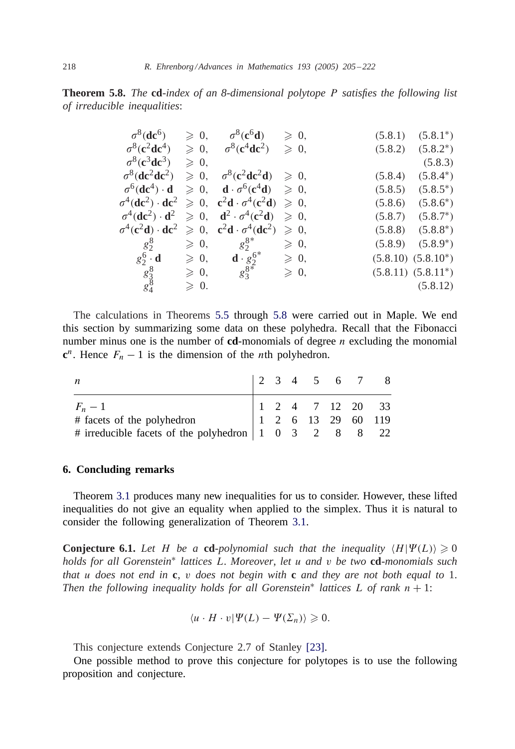**Theorem 5.8.** *The* **cd***-index of an 8-dimensional polytope P satisfies the following list of irreducible inequalities*:

$$
\begin{array}{llllr}
\sigma^8(\mathbf{dc}^6) & \geqslant 0, & \sigma^8(\mathbf{c}^6\mathbf{d}) & \geqslant 0, & (5.8.1) \quad (5.8.1^*) \\
\sigma^8(\mathbf{c}^2\mathbf{dc}^4) & \geqslant 0, & \sigma^8(\mathbf{c}^4\mathbf{dc}^2) & \geqslant 0, & (5.8.2) \quad (5.8.2^*) \\
\sigma^8(\mathbf{c}^3\mathbf{dc}^3) & \geqslant 0, & & & (5.8.3) \\
\sigma^8(\mathbf{dc}^2\mathbf{dc}^2) & \geqslant 0, & \sigma^8(\mathbf{c}^2\mathbf{dc}^2\mathbf{d}) & \geqslant 0, & (5.8.4) \quad (5.8.4^*) \\
\sigma^6(\mathbf{dc}^4)\cdot\mathbf{d} & \geqslant 0, & \mathbf{d}\cdot\sigma^6(\mathbf{c}^4\mathbf{d}) & \geqslant 0, & (5.8.5) \quad (5.8.5^*) \\
\sigma^4(\mathbf{dc}^2)\cdot\mathbf{dc}^2 & \geqslant 0, & \mathbf{c}^2\mathbf{d}\cdot\sigma^4(\mathbf{c}^2\mathbf{d}) & \geqslant 0, & (5.8.6) \quad (5.8.6^*) \\
\sigma^4(\mathbf{dc}^2)\cdot\mathbf{d}^2 & \geqslant 0, & \mathbf{d}^2\cdot\sigma^4(\mathbf{c}^2\mathbf{d}) & \geqslant 0, & (5.8.7) \quad (5.8.7^*) \\
\sigma^4(\mathbf{c}^2\mathbf{d})\cdot\mathbf{dc}^2 & \geqslant 0, & \mathbf{c}^2\mathbf{d}\cdot\sigma^4(\mathbf{dc}^2) & \geqslant 0, & (5.8.8) \quad (5.8.8^*) \\
g_2^8 & \geqslant 0, & g_2^{8*} & \geqslant 0, & (5.8.9) \quad (5.8.9^*) \\
g_2^6\cdot\mathbf{d} & \geqslant 0, & \mathbf{d}\cdot g_2^{6*} & \geqslant 0, & (5.8.10) \quad (5.8.10^*) \\
g_3^8 & \geqslant 0, & g_3^{8*} & \geqslant 0, & (5.8.11) \quad (5.8.11^*) \\
g_4^8 & \geqslant 0. & & & (5.8.12)
\end{array}
$$

The calculations in Theorems 5.5 through 5.8 were carried out in Maple. We end this section by summarizing some data on these polyhedra. Recall that the Fibonacci number minus one is the number of **cd**-monomials of degree $n$ excluding the monomial $\mathbf{c}^n$. Hence $F_n - 1$ is the dimension of the $n$th polyhedron.

| $n$ | 2 | 3 | 4 | 5 | 6 | 7 | 8 |
|---|---|---|---|---|---|---|---|
| $F_n - 1$ | 1 | 2 | 4 | 7 | 12 | 20 | 33 |
| # facets of the polyhedron | 1 | 2 | 6 | 13 | 29 | 60 | 119 |
| # irreducible facets of the polyhedron | 1 | 0 | 3 | 2 | 8 | 8 | 22 |

## 6. Concluding remarks

Theorem 3.1 produces many new inequalities for us to consider. However, these lifted inequalities do not give an equality when applied to the simplex. Thus it is natural to consider the following generalization of Theorem 3.1.

**Conjecture 6.1.** *Let $H$ be a* **cd***-polynomial such that the inequality $\langle H|\Psi(L)\rangle \geqslant 0$ holds for all Gorenstein* lattices $L$. Moreover, let $u$ and $v$ be two* **cd***-monomials such that $u$ does not end in* **c**, *$v$ does not begin with* **c** *and they are not both equal to* 1. *Then the following inequality holds for all Gorenstein* lattices $L$ of rank $n+1$*:

$$\langle u \cdot H \cdot v | \Psi(L) - \Psi(\Sigma_n)\rangle \geqslant 0.$$

This conjecture extends Conjecture 2.7 of Stanley [23].

One possible method to prove this conjecture for polytopes is to use the following proposition and conjecture.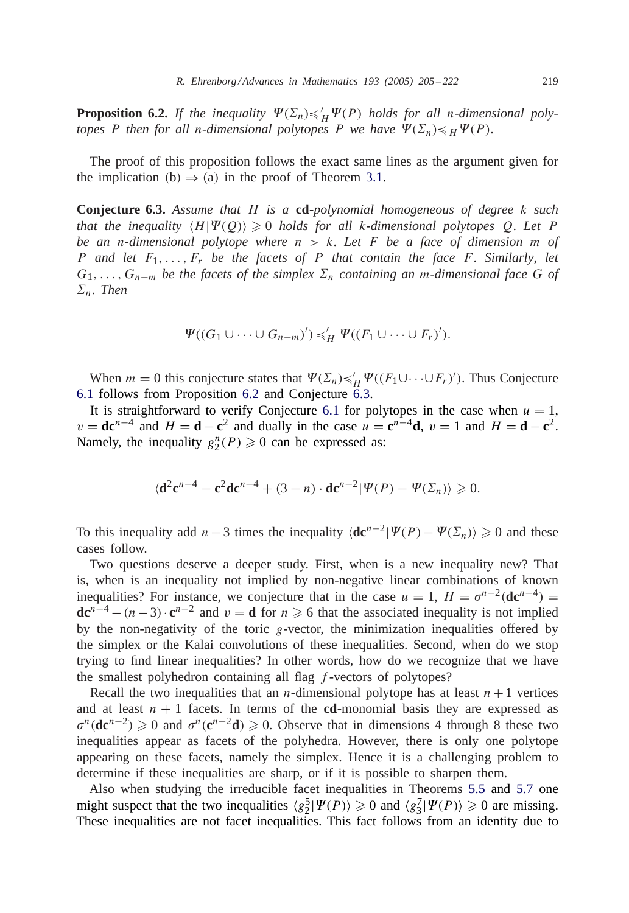**Proposition 6.2.** *If the inequality $\Psi(\Sigma_n) \leqslant'_H \Psi(P)$ holds for all $n$-dimensional polytopes $P$ then for all $n$-dimensional polytopes $P$ we have $\Psi(\Sigma_n) \leqslant_H \Psi(P)$.*

The proof of this proposition follows the exact same lines as the argument given for the implication (b) $\Rightarrow$ (a) in the proof of Theorem 3.1.

**Conjecture 6.3.** *Assume that $H$ is a* **cd***-polynomial homogeneous of degree $k$ such that the inequality $\langle H | \Psi(Q) \rangle \geqslant 0$ holds for all $k$-dimensional polytopes $Q$. Let $P$ be an $n$-dimensional polytope where $n > k$. Let $F$ be a face of dimension $m$ of $P$ and let $F_1, \ldots, F_r$ be the facets of $P$ that contain the face $F$. Similarly, let $G_1, \ldots, G_{n-m}$ be the facets of the simplex $\Sigma_n$ containing an $m$-dimensional face $G$ of $\Sigma_n$. Then*

$$\Psi((G_1 \cup \cdots \cup G_{n-m})') \leqslant'_H \Psi((F_1 \cup \cdots \cup F_r)').$$

When $m = 0$ this conjecture states that $\Psi(\Sigma_n) \leqslant'_H \Psi((F_1 \cup \cdots \cup F_r)')$. Thus Conjecture 6.1 follows from Proposition 6.2 and Conjecture 6.3.

It is straightforward to verify Conjecture 6.1 for polytopes in the case when $u = 1$, $v = \mathbf{d}\mathbf{c}^{n-4}$ and $H = \mathbf{d} - \mathbf{c}^2$ and dually in the case $u = \mathbf{c}^{n-4}\mathbf{d}$, $v = 1$ and $H = \mathbf{d} - \mathbf{c}^2$. Namely, the inequality $g_2^n(P) \geqslant 0$ can be expressed as:

$$\langle \mathbf{d}^2\mathbf{c}^{n-4} - \mathbf{c}^2\mathbf{d}\mathbf{c}^{n-4} + (3-n) \cdot \mathbf{d}\mathbf{c}^{n-2} | \Psi(P) - \Psi(\Sigma_n) \rangle \geqslant 0.$$

To this inequality add $n - 3$ times the inequality $\langle \mathbf{d}\mathbf{c}^{n-2} | \Psi(P) - \Psi(\Sigma_n) \rangle \geqslant 0$ and these cases follow.

Two questions deserve a deeper study. First, when is a new inequality new? That is, when is an inequality not implied by non-negative linear combinations of known inequalities? For instance, we conjecture that in the case $u = 1$, $H = \sigma^{n-2}(\mathbf{d}\mathbf{c}^{n-4}) = \mathbf{d}\mathbf{c}^{n-4} - (n-3) \cdot \mathbf{c}^{n-2}$ and $v = \mathbf{d}$ for $n \geqslant 6$ that the associated inequality is not implied by the non-negativity of the toric $g$-vector, the minimization inequalities offered by the simplex or the Kalai convolutions of these inequalities. Second, when do we stop trying to find linear inequalities? In other words, how do we recognize that we have the smallest polyhedron containing all flag $f$-vectors of polytopes?

Recall the two inequalities that an $n$-dimensional polytope has at least $n+1$ vertices and at least $n+1$ facets. In terms of the **cd**-monomial basis they are expressed as $\sigma^n(\mathbf{d}\mathbf{c}^{n-2}) \geqslant 0$ and $\sigma^n(\mathbf{c}^{n-2}\mathbf{d}) \geqslant 0$. Observe that in dimensions 4 through 8 these two inequalities appear as facets of the polyhedra. However, there is only one polytope appearing on these facets, namely the simplex. Hence it is a challenging problem to determine if these inequalities are sharp, or if it is possible to sharpen them.

Also when studying the irreducible facet inequalities in Theorems 5.5 and 5.7 one might suspect that the two inequalities $\langle g_2^5 | \Psi(P) \rangle \geqslant 0$ and $\langle g_3^7 | \Psi(P) \rangle \geqslant 0$ are missing. These inequalities are not facet inequalities. This fact follows from an identity due to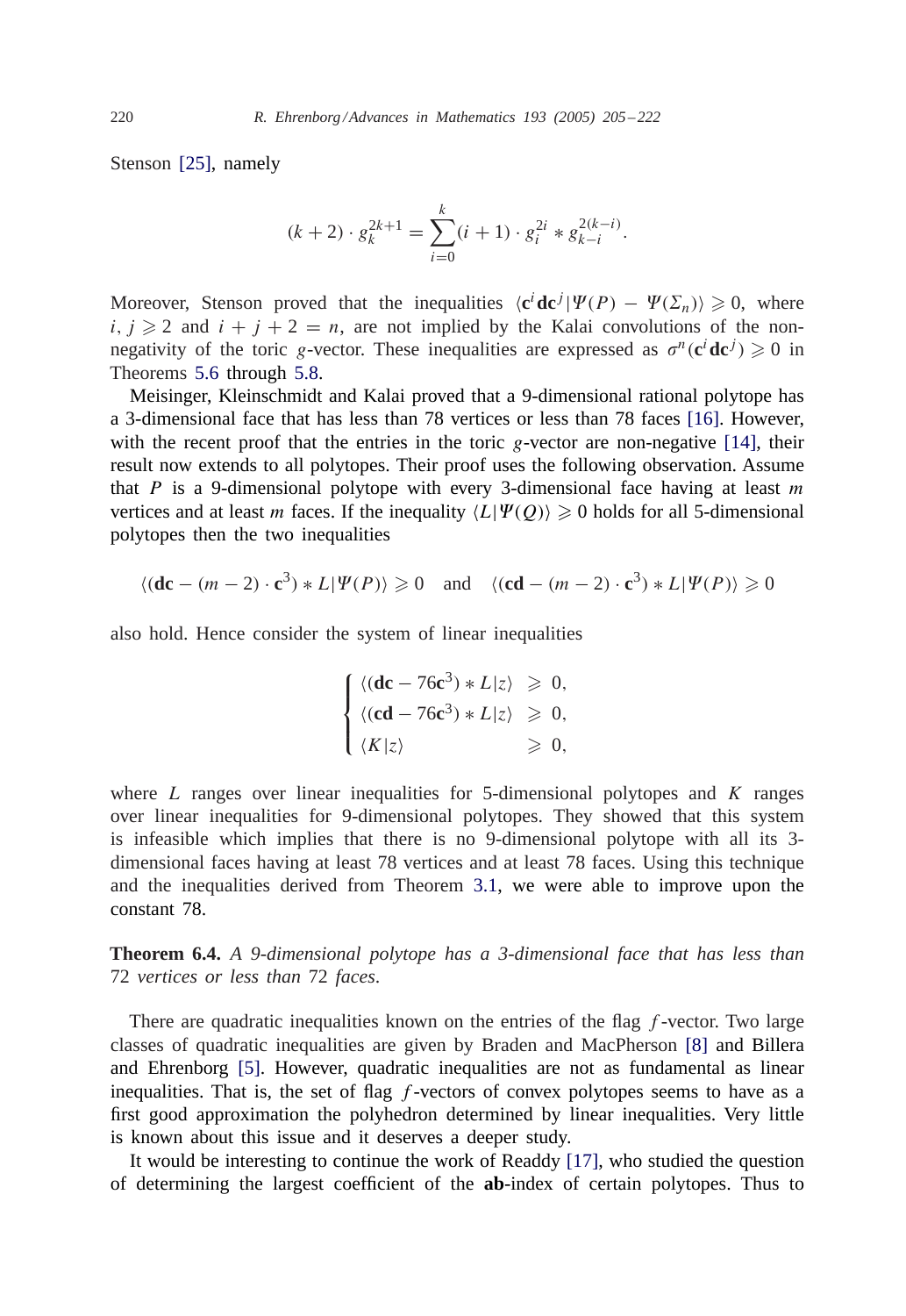Stenson [25], namely

$$(k+2) \cdot g_k^{2k+1} = \sum_{i=0}^{k} (i+1) \cdot g_i^{2i} * g_{k-i}^{2(k-i)}.$$

Moreover, Stenson proved that the inequalities $\langle \mathbf{c}^i \mathbf{d} \mathbf{c}^j | \Psi(P) - \Psi(\Sigma_n) \rangle \geqslant 0$, where $i, j \geqslant 2$ and $i + j + 2 = n$, are not implied by the Kalai convolutions of the non-negativity of the toric $g$-vector. These inequalities are expressed as $\sigma^n(\mathbf{c}^i \mathbf{d} \mathbf{c}^j) \geqslant 0$ in Theorems 5.6 through 5.8.

Meisinger, Kleinschmidt and Kalai proved that a 9-dimensional rational polytope has a 3-dimensional face that has less than 78 vertices or less than 78 faces [16]. However, with the recent proof that the entries in the toric $g$-vector are non-negative [14], their result now extends to all polytopes. Their proof uses the following observation. Assume that $P$ is a 9-dimensional polytope with every 3-dimensional face having at least $m$ vertices and at least $m$ faces. If the inequality $\langle L | \Psi(Q) \rangle \geqslant 0$ holds for all 5-dimensional polytopes then the two inequalities

$$\langle (\mathbf{dc} - (m-2) \cdot \mathbf{c}^3) * L | \Psi(P) \rangle \geqslant 0 \quad \text{and} \quad \langle (\mathbf{cd} - (m-2) \cdot \mathbf{c}^3) * L | \Psi(P) \rangle \geqslant 0$$

also hold. Hence consider the system of linear inequalities

$$\begin{cases} \langle (\mathbf{dc} - 76\mathbf{c}^3) * L | z \rangle & \geqslant 0, \\ \langle (\mathbf{cd} - 76\mathbf{c}^3) * L | z \rangle & \geqslant 0, \\ \langle K | z \rangle & \geqslant 0, \end{cases}$$

where $L$ ranges over linear inequalities for 5-dimensional polytopes and $K$ ranges over linear inequalities for 9-dimensional polytopes. They showed that this system is infeasible which implies that there is no 9-dimensional polytope with all its 3-dimensional faces having at least 78 vertices and at least 78 faces. Using this technique and the inequalities derived from Theorem 3.1, we were able to improve upon the constant 78.

**Theorem 6.4.** *A 9-dimensional polytope has a 3-dimensional face that has less than* 72 *vertices or less than* 72 *faces*.

There are quadratic inequalities known on the entries of the flag $f$-vector. Two large classes of quadratic inequalities are given by Braden and MacPherson [8] and Billera and Ehrenborg [5]. However, quadratic inequalities are not as fundamental as linear inequalities. That is, the set of flag $f$-vectors of convex polytopes seems to have as a first good approximation the polyhedron determined by linear inequalities. Very little is known about this issue and it deserves a deeper study.

It would be interesting to continue the work of Readdy [17], who studied the question of determining the largest coefficient of the **ab**-index of certain polytopes. Thus to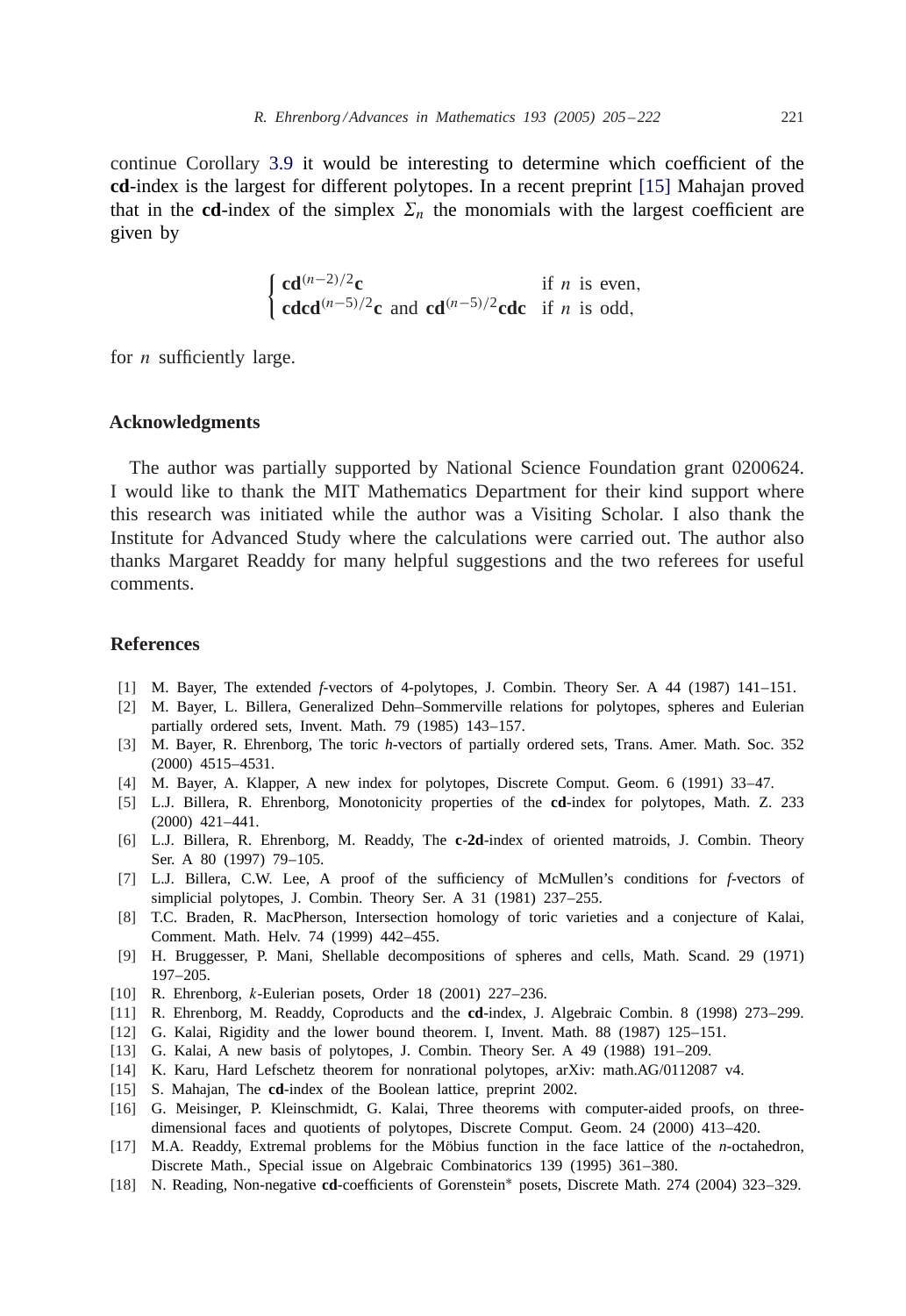continue Corollary 3.9 it would be interesting to determine which coefficient of the **cd**-index is the largest for different polytopes. In a recent preprint [15] Mahajan proved that in the **cd**-index of the simplex $\Sigma_n$ the monomials with the largest coefficient are given by

$$\begin{cases} \mathbf{c}\mathbf{d}^{(n-2)/2}\mathbf{c} & \text{if } n \text{ is even,} \\ \mathbf{c}\mathbf{d}\mathbf{c}\mathbf{d}^{(n-5)/2}\mathbf{c} \text{ and } \mathbf{c}\mathbf{d}^{(n-5)/2}\mathbf{c}\mathbf{d}\mathbf{c} & \text{if } n \text{ is odd,} \end{cases}$$

for $n$ sufficiently large.

## Acknowledgments

The author was partially supported by National Science Foundation grant 0200624. I would like to thank the MIT Mathematics Department for their kind support where this research was initiated while the author was a Visiting Scholar. I also thank the Institute for Advanced Study where the calculations were carried out. The author also thanks Margaret Readdy for many helpful suggestions and the two referees for useful comments.

## References

[1] M. Bayer, The extended *f*-vectors of 4-polytopes, J. Combin. Theory Ser. A 44 (1987) 141–151.

[2] M. Bayer, L. Billera, Generalized Dehn–Sommerville relations for polytopes, spheres and Eulerian partially ordered sets, Invent. Math. 79 (1985) 143–157.

[3] M. Bayer, R. Ehrenborg, The toric *h*-vectors of partially ordered sets, Trans. Amer. Math. Soc. 352 (2000) 4515–4531.

[4] M. Bayer, A. Klapper, A new index for polytopes, Discrete Comput. Geom. 6 (1991) 33–47.

[5] L.J. Billera, R. Ehrenborg, Monotonicity properties of the **cd**-index for polytopes, Math. Z. 233 (2000) 421–441.

[6] L.J. Billera, R. Ehrenborg, M. Readdy, The **c**-**2d**-index of oriented matroids, J. Combin. Theory Ser. A 80 (1997) 79–105.

[7] L.J. Billera, C.W. Lee, A proof of the sufficiency of McMullen's conditions for *f*-vectors of simplicial polytopes, J. Combin. Theory Ser. A 31 (1981) 237–255.

[8] T.C. Braden, R. MacPherson, Intersection homology of toric varieties and a conjecture of Kalai, Comment. Math. Helv. 74 (1999) 442–455.

[9] H. Bruggesser, P. Mani, Shellable decompositions of spheres and cells, Math. Scand. 29 (1971) 197–205.

[10] R. Ehrenborg, *k*-Eulerian posets, Order 18 (2001) 227–236.

[11] R. Ehrenborg, M. Readdy, Coproducts and the **cd**-index, J. Algebraic Combin. 8 (1998) 273–299.

[12] G. Kalai, Rigidity and the lower bound theorem. I, Invent. Math. 88 (1987) 125–151.

[13] G. Kalai, A new basis of polytopes, J. Combin. Theory Ser. A 49 (1988) 191–209.

[14] K. Karu, Hard Lefschetz theorem for nonrational polytopes, arXiv: math.AG/0112087 v4.

[15] S. Mahajan, The **cd**-index of the Boolean lattice, preprint 2002.

[16] G. Meisinger, P. Kleinschmidt, G. Kalai, Three theorems with computer-aided proofs, on three-dimensional faces and quotients of polytopes, Discrete Comput. Geom. 24 (2000) 413–420.

[17] M.A. Readdy, Extremal problems for the Möbius function in the face lattice of the *n*-octahedron, Discrete Math., Special issue on Algebraic Combinatorics 139 (1995) 361–380.

[18] N. Reading, Non-negative **cd**-coefficients of Gorenstein* posets, Discrete Math. 274 (2004) 323–329.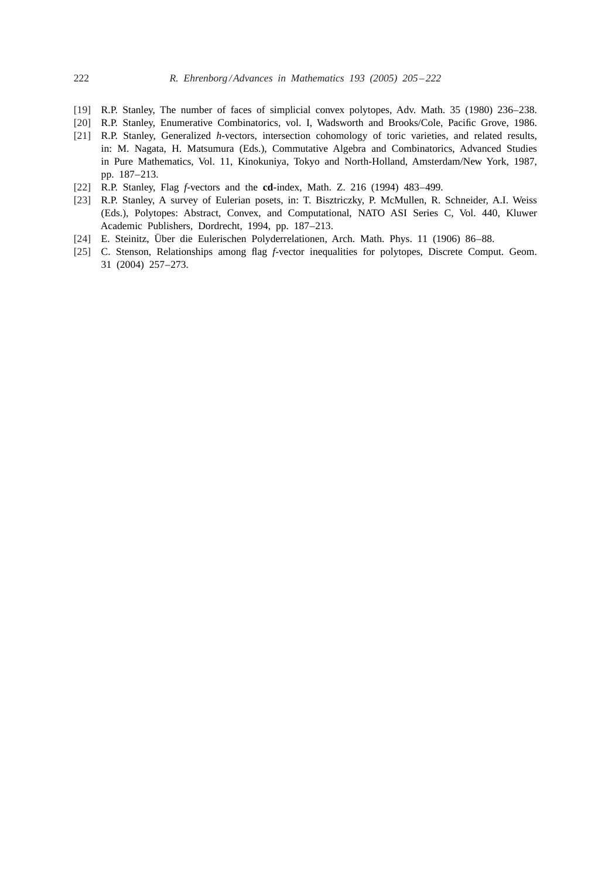[19] R.P. Stanley, The number of faces of simplicial convex polytopes, Adv. Math. 35 (1980) 236–238.

[20] R.P. Stanley, Enumerative Combinatorics, vol. I, Wadsworth and Brooks/Cole, Pacific Grove, 1986.

[21] R.P. Stanley, Generalized *h*-vectors, intersection cohomology of toric varieties, and related results, in: M. Nagata, H. Matsumura (Eds.), Commutative Algebra and Combinatorics, Advanced Studies in Pure Mathematics, Vol. 11, Kinokuniya, Tokyo and North-Holland, Amsterdam/New York, 1987, pp. 187–213.

[22] R.P. Stanley, Flag *f*-vectors and the **cd**-index, Math. Z. 216 (1994) 483–499.

[23] R.P. Stanley, A survey of Eulerian posets, in: T. Bisztriczky, P. McMullen, R. Schneider, A.I. Weiss (Eds.), Polytopes: Abstract, Convex, and Computational, NATO ASI Series C, Vol. 440, Kluwer Academic Publishers, Dordrecht, 1994, pp. 187–213.

[24] E. Steinitz, Über die Eulerischen Polyderrelationen, Arch. Math. Phys. 11 (1906) 86–88.

[25] C. Stenson, Relationships among flag *f*-vector inequalities for polytopes, Discrete Comput. Geom. 31 (2004) 257–273.